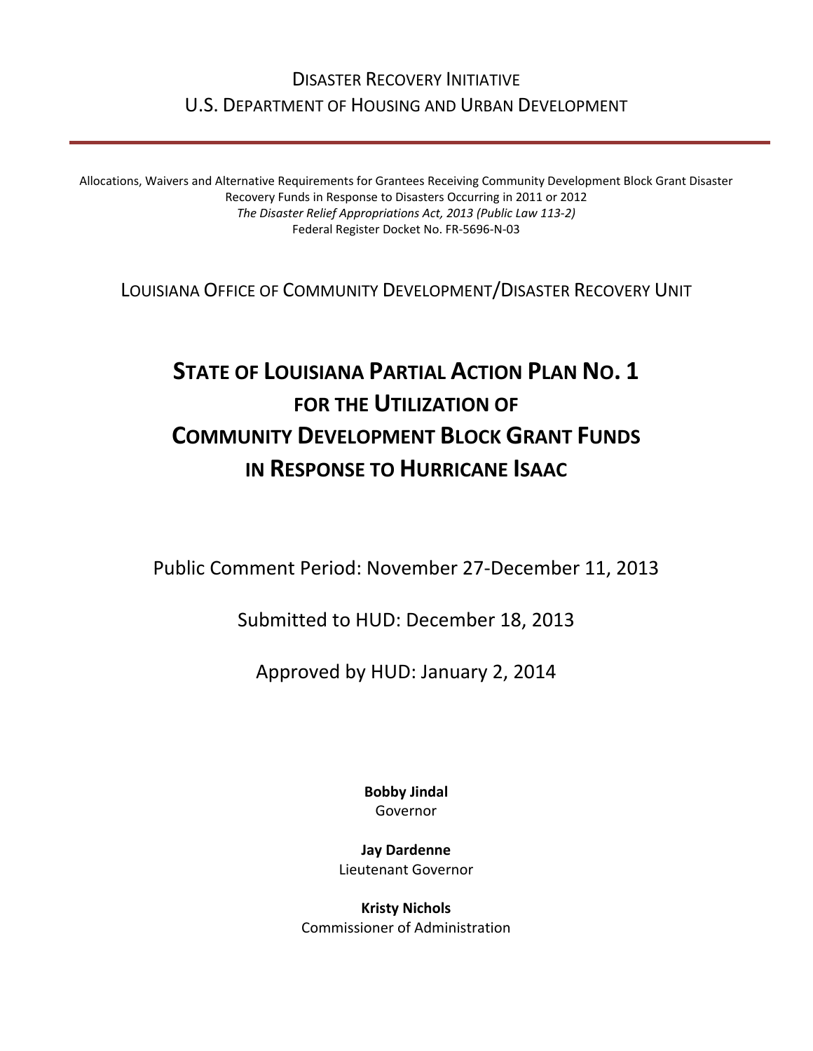DISASTER RECOVERY INITIATIVE
U.S. DEPARTMENT OF HOUSING AND URBAN DEVELOPMENT

---

Allocations, Waivers and Alternative Requirements for Grantees Receiving Community Development Block Grant Disaster Recovery Funds in Response to Disasters Occurring in 2011 or 2012
*The Disaster Relief Appropriations Act, 2013 (Public Law 113-2)*
Federal Register Docket No. FR-5696-N-03

LOUISIANA OFFICE OF COMMUNITY DEVELOPMENT/DISASTER RECOVERY UNIT

# STATE OF LOUISIANA PARTIAL ACTION PLAN NO. 1 FOR THE UTILIZATION OF COMMUNITY DEVELOPMENT BLOCK GRANT FUNDS IN RESPONSE TO HURRICANE ISAAC

Public Comment Period: November 27-December 11, 2013

Submitted to HUD: December 18, 2013

Approved by HUD: January 2, 2014

**Bobby Jindal**
Governor

**Jay Dardenne**
Lieutenant Governor

**Kristy Nichols**
Commissioner of Administration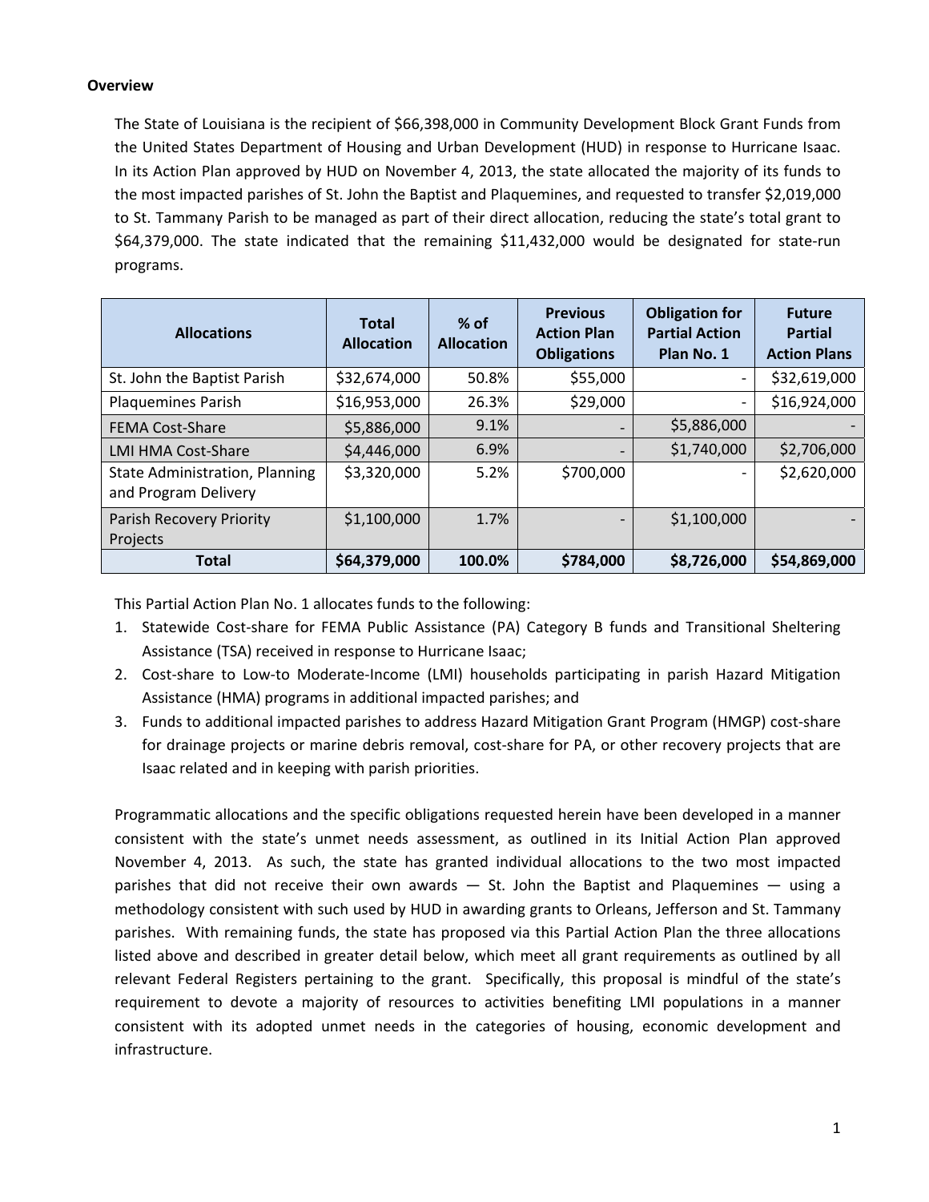**Overview**

The State of Louisiana is the recipient of $66,398,000 in Community Development Block Grant Funds from the United States Department of Housing and Urban Development (HUD) in response to Hurricane Isaac. In its Action Plan approved by HUD on November 4, 2013, the state allocated the majority of its funds to the most impacted parishes of St. John the Baptist and Plaquemines, and requested to transfer $2,019,000 to St. Tammany Parish to be managed as part of their direct allocation, reducing the state's total grant to $64,379,000. The state indicated that the remaining $11,432,000 would be designated for state-run programs.

| Allocations | Total Allocation | % of Allocation | Previous Action Plan Obligations | Obligation for Partial Action Plan No. 1 | Future Partial Action Plans |
|---|---|---|---|---|---|
| St. John the Baptist Parish | $32,674,000 | 50.8% | $55,000 | - | $32,619,000 |
| Plaquemines Parish | $16,953,000 | 26.3% | $29,000 | - | $16,924,000 |
| FEMA Cost-Share | $5,886,000 | 9.1% | - | $5,886,000 | - |
| LMI HMA Cost-Share | $4,446,000 | 6.9% | - | $1,740,000 | $2,706,000 |
| State Administration, Planning and Program Delivery | $3,320,000 | 5.2% | $700,000 | - | $2,620,000 |
| Parish Recovery Priority Projects | $1,100,000 | 1.7% | - | $1,100,000 | - |
| **Total** | **$64,379,000** | **100.0%** | **$784,000** | **$8,726,000** | **$54,869,000** |

This Partial Action Plan No. 1 allocates funds to the following:

1. Statewide Cost-share for FEMA Public Assistance (PA) Category B funds and Transitional Sheltering Assistance (TSA) received in response to Hurricane Isaac;
2. Cost-share to Low-to Moderate-Income (LMI) households participating in parish Hazard Mitigation Assistance (HMA) programs in additional impacted parishes; and
3. Funds to additional impacted parishes to address Hazard Mitigation Grant Program (HMGP) cost-share for drainage projects or marine debris removal, cost-share for PA, or other recovery projects that are Isaac related and in keeping with parish priorities.

Programmatic allocations and the specific obligations requested herein have been developed in a manner consistent with the state's unmet needs assessment, as outlined in its Initial Action Plan approved November 4, 2013. As such, the state has granted individual allocations to the two most impacted parishes that did not receive their own awards — St. John the Baptist and Plaquemines — using a methodology consistent with such used by HUD in awarding grants to Orleans, Jefferson and St. Tammany parishes. With remaining funds, the state has proposed via this Partial Action Plan the three allocations listed above and described in greater detail below, which meet all grant requirements as outlined by all relevant Federal Registers pertaining to the grant. Specifically, this proposal is mindful of the state's requirement to devote a majority of resources to activities benefiting LMI populations in a manner consistent with its adopted unmet needs in the categories of housing, economic development and infrastructure.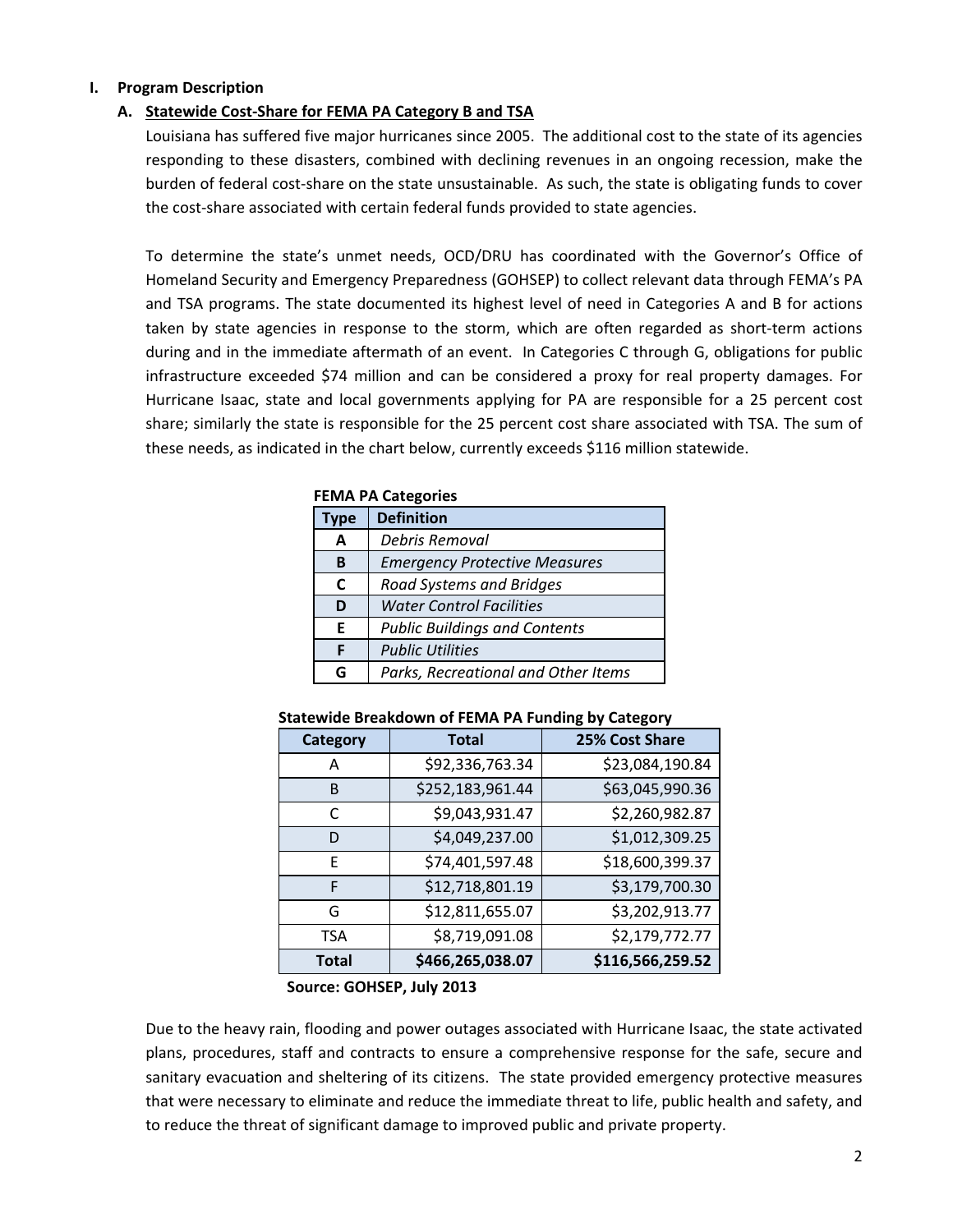## I. Program Description

### A. Statewide Cost-Share for FEMA PA Category B and TSA

Louisiana has suffered five major hurricanes since 2005. The additional cost to the state of its agencies responding to these disasters, combined with declining revenues in an ongoing recession, make the burden of federal cost-share on the state unsustainable. As such, the state is obligating funds to cover the cost-share associated with certain federal funds provided to state agencies.

To determine the state's unmet needs, OCD/DRU has coordinated with the Governor's Office of Homeland Security and Emergency Preparedness (GOHSEP) to collect relevant data through FEMA's PA and TSA programs. The state documented its highest level of need in Categories A and B for actions taken by state agencies in response to the storm, which are often regarded as short-term actions during and in the immediate aftermath of an event. In Categories C through G, obligations for public infrastructure exceeded $74 million and can be considered a proxy for real property damages. For Hurricane Isaac, state and local governments applying for PA are responsible for a 25 percent cost share; similarly the state is responsible for the 25 percent cost share associated with TSA. The sum of these needs, as indicated in the chart below, currently exceeds $116 million statewide.

**FEMA PA Categories**

| Type | Definition |
|---|---|
| **A** | *Debris Removal* |
| **B** | *Emergency Protective Measures* |
| **C** | *Road Systems and Bridges* |
| **D** | *Water Control Facilities* |
| **E** | *Public Buildings and Contents* |
| **F** | *Public Utilities* |
| **G** | *Parks, Recreational and Other Items* |

**Statewide Breakdown of FEMA PA Funding by Category**

| Category | Total | 25% Cost Share |
|---|---|---|
| A | $92,336,763.34 | $23,084,190.84 |
| B | $252,183,961.44 | $63,045,990.36 |
| C | $9,043,931.47 | $2,260,982.87 |
| D | $4,049,237.00 | $1,012,309.25 |
| E | $74,401,597.48 | $18,600,399.37 |
| F | $12,718,801.19 | $3,179,700.30 |
| G | $12,811,655.07 | $3,202,913.77 |
| TSA | $8,719,091.08 | $2,179,772.77 |
| **Total** | **$466,265,038.07** | **$116,566,259.52** |

**Source: GOHSEP, July 2013**

Due to the heavy rain, flooding and power outages associated with Hurricane Isaac, the state activated plans, procedures, staff and contracts to ensure a comprehensive response for the safe, secure and sanitary evacuation and sheltering of its citizens. The state provided emergency protective measures that were necessary to eliminate and reduce the immediate threat to life, public health and safety, and to reduce the threat of significant damage to improved public and private property.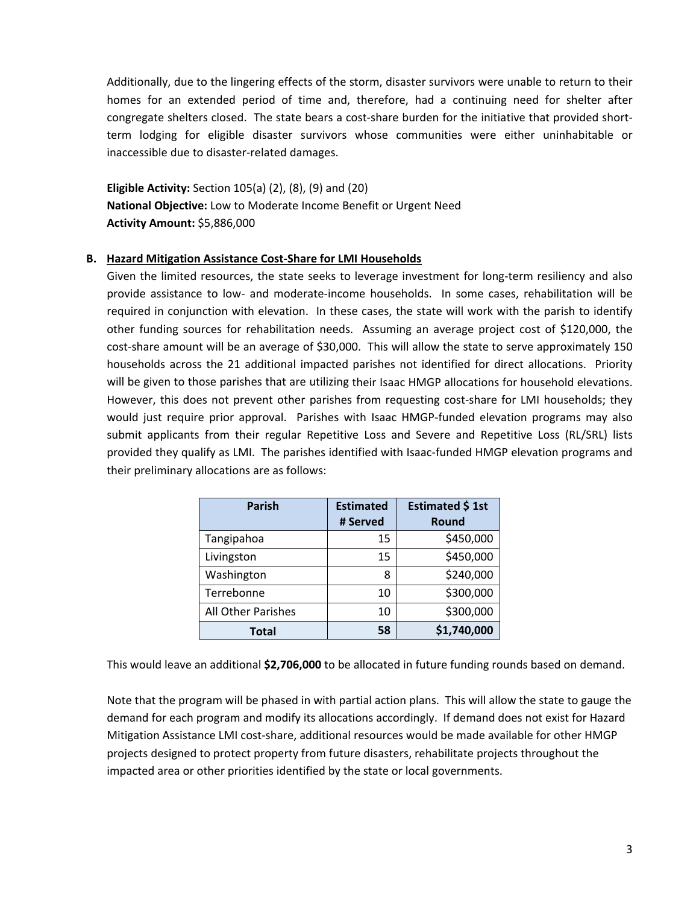Additionally, due to the lingering effects of the storm, disaster survivors were unable to return to their homes for an extended period of time and, therefore, had a continuing need for shelter after congregate shelters closed. The state bears a cost-share burden for the initiative that provided short-term lodging for eligible disaster survivors whose communities were either uninhabitable or inaccessible due to disaster-related damages.

**Eligible Activity:** Section 105(a) (2), (8), (9) and (20)
**National Objective:** Low to Moderate Income Benefit or Urgent Need
**Activity Amount:** $5,886,000

**B. Hazard Mitigation Assistance Cost-Share for LMI Households**

Given the limited resources, the state seeks to leverage investment for long-term resiliency and also provide assistance to low- and moderate-income households. In some cases, rehabilitation will be required in conjunction with elevation. In these cases, the state will work with the parish to identify other funding sources for rehabilitation needs. Assuming an average project cost of $120,000, the cost-share amount will be an average of $30,000. This will allow the state to serve approximately 150 households across the 21 additional impacted parishes not identified for direct allocations. Priority will be given to those parishes that are utilizing their Isaac HMGP allocations for household elevations. However, this does not prevent other parishes from requesting cost-share for LMI households; they would just require prior approval. Parishes with Isaac HMGP-funded elevation programs may also submit applicants from their regular Repetitive Loss and Severe and Repetitive Loss (RL/SRL) lists provided they qualify as LMI. The parishes identified with Isaac-funded HMGP elevation programs and their preliminary allocations are as follows:

| Parish | Estimated # Served | Estimated $ 1st Round |
|---|---:|---:|
| Tangipahoa | 15 | $450,000 |
| Livingston | 15 | $450,000 |
| Washington | 8 | $240,000 |
| Terrebonne | 10 | $300,000 |
| All Other Parishes | 10 | $300,000 |
| **Total** | **58** | **$1,740,000** |

This would leave an additional **$2,706,000** to be allocated in future funding rounds based on demand.

Note that the program will be phased in with partial action plans. This will allow the state to gauge the demand for each program and modify its allocations accordingly. If demand does not exist for Hazard Mitigation Assistance LMI cost-share, additional resources would be made available for other HMGP projects designed to protect property from future disasters, rehabilitate projects throughout the impacted area or other priorities identified by the state or local governments.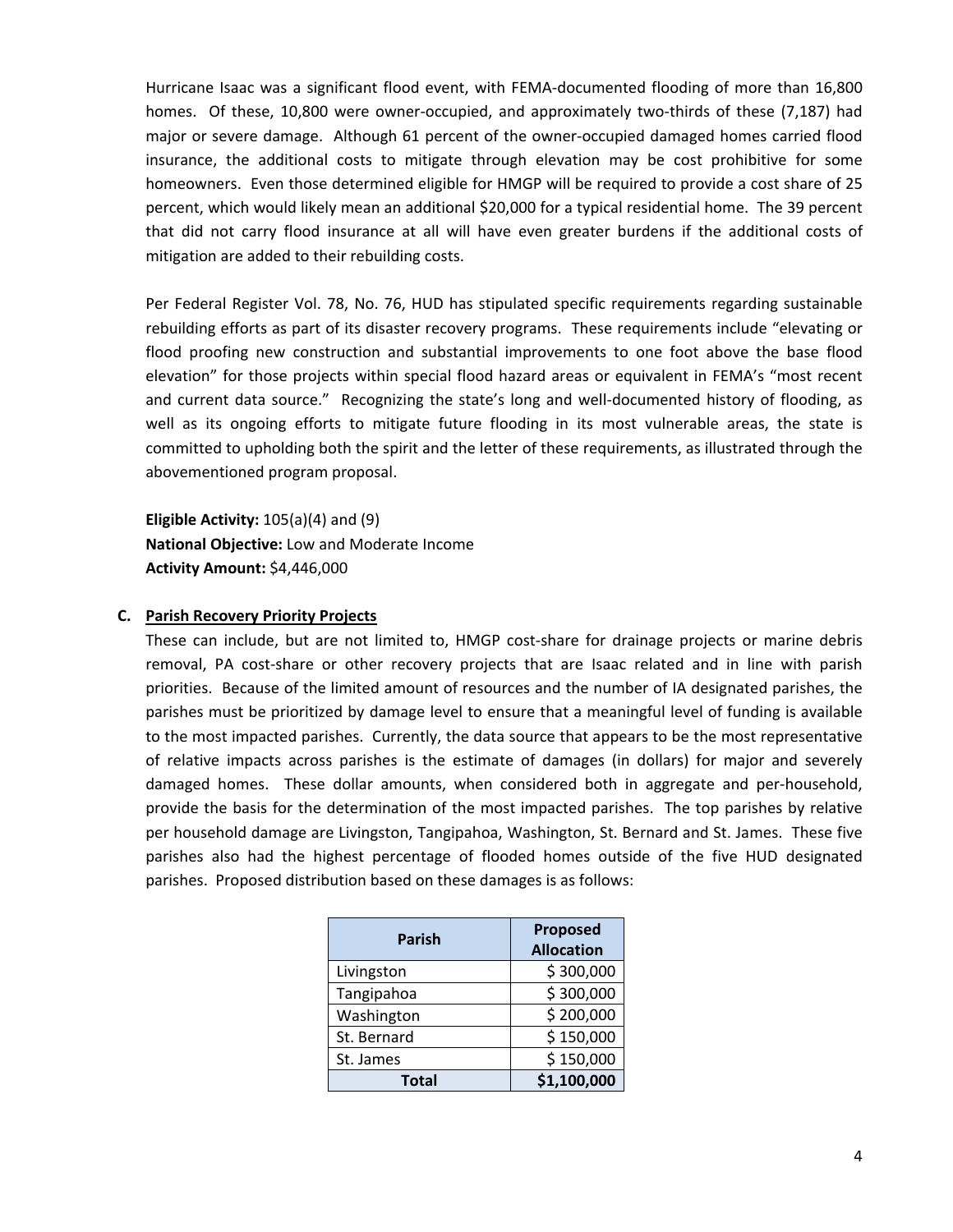Hurricane Isaac was a significant flood event, with FEMA-documented flooding of more than 16,800 homes. Of these, 10,800 were owner-occupied, and approximately two-thirds of these (7,187) had major or severe damage. Although 61 percent of the owner-occupied damaged homes carried flood insurance, the additional costs to mitigate through elevation may be cost prohibitive for some homeowners. Even those determined eligible for HMGP will be required to provide a cost share of 25 percent, which would likely mean an additional $20,000 for a typical residential home. The 39 percent that did not carry flood insurance at all will have even greater burdens if the additional costs of mitigation are added to their rebuilding costs.

Per Federal Register Vol. 78, No. 76, HUD has stipulated specific requirements regarding sustainable rebuilding efforts as part of its disaster recovery programs. These requirements include "elevating or flood proofing new construction and substantial improvements to one foot above the base flood elevation" for those projects within special flood hazard areas or equivalent in FEMA's "most recent and current data source." Recognizing the state's long and well-documented history of flooding, as well as its ongoing efforts to mitigate future flooding in its most vulnerable areas, the state is committed to upholding both the spirit and the letter of these requirements, as illustrated through the abovementioned program proposal.

**Eligible Activity:** 105(a)(4) and (9)
**National Objective:** Low and Moderate Income
**Activity Amount:** $4,446,000

### C. Parish Recovery Priority Projects

These can include, but are not limited to, HMGP cost-share for drainage projects or marine debris removal, PA cost-share or other recovery projects that are Isaac related and in line with parish priorities. Because of the limited amount of resources and the number of IA designated parishes, the parishes must be prioritized by damage level to ensure that a meaningful level of funding is available to the most impacted parishes. Currently, the data source that appears to be the most representative of relative impacts across parishes is the estimate of damages (in dollars) for major and severely damaged homes. These dollar amounts, when considered both in aggregate and per-household, provide the basis for the determination of the most impacted parishes. The top parishes by relative per household damage are Livingston, Tangipahoa, Washington, St. Bernard and St. James. These five parishes also had the highest percentage of flooded homes outside of the five HUD designated parishes. Proposed distribution based on these damages is as follows:

| Parish | Proposed Allocation |
|---|---|
| Livingston | $ 300,000 |
| Tangipahoa | $ 300,000 |
| Washington | $ 200,000 |
| St. Bernard | $ 150,000 |
| St. James | $ 150,000 |
| **Total** | **$1,100,000** |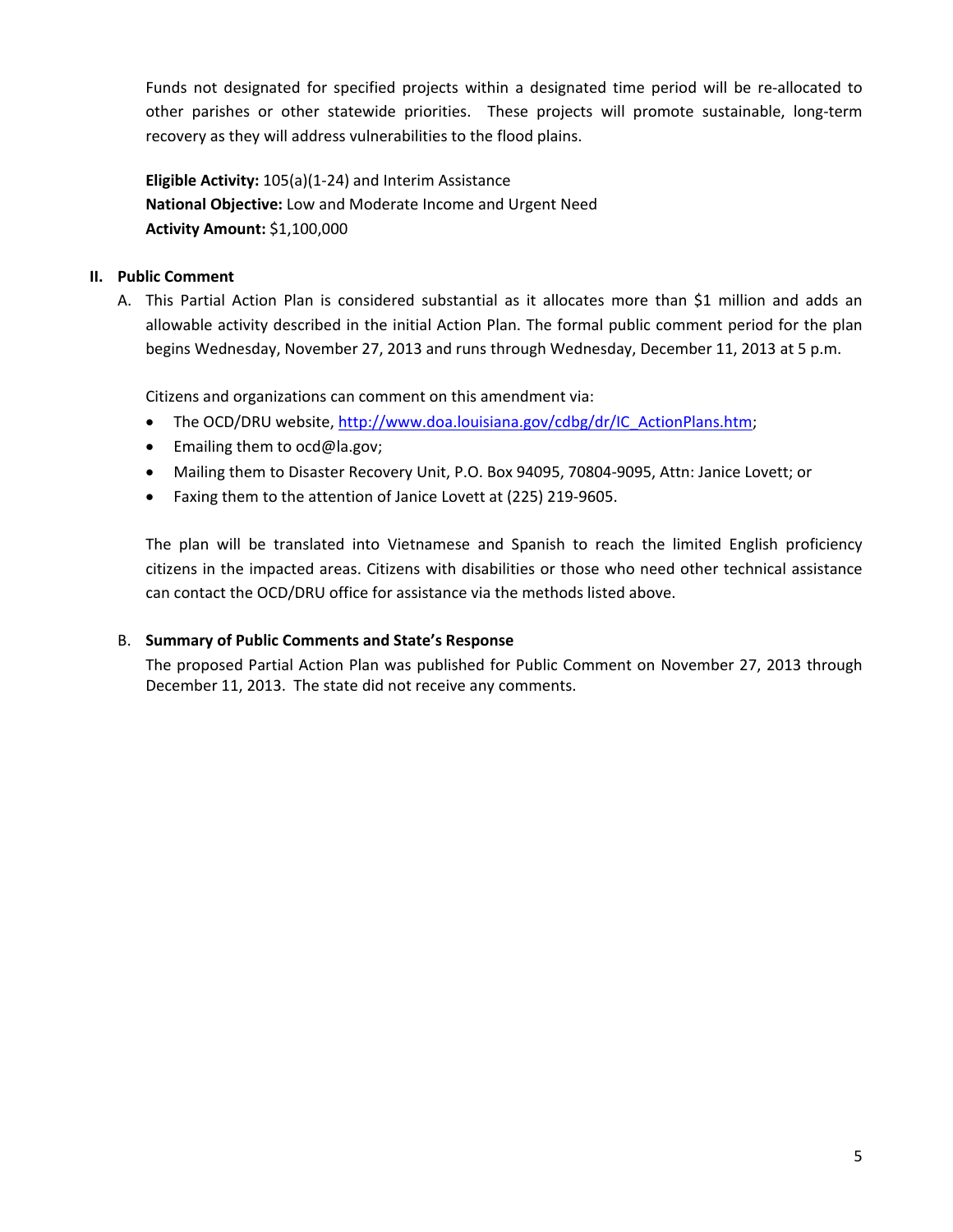Funds not designated for specified projects within a designated time period will be re-allocated to other parishes or other statewide priorities. These projects will promote sustainable, long-term recovery as they will address vulnerabilities to the flood plains.

**Eligible Activity:** 105(a)(1-24) and Interim Assistance
**National Objective:** Low and Moderate Income and Urgent Need
**Activity Amount:** $1,100,000

## II. Public Comment

A. This Partial Action Plan is considered substantial as it allocates more than $1 million and adds an allowable activity described in the initial Action Plan. The formal public comment period for the plan begins Wednesday, November 27, 2013 and runs through Wednesday, December 11, 2013 at 5 p.m.

Citizens and organizations can comment on this amendment via:

- The OCD/DRU website, http://www.doa.louisiana.gov/cdbg/dr/IC_ActionPlans.htm;
- Emailing them to ocd@la.gov;
- Mailing them to Disaster Recovery Unit, P.O. Box 94095, 70804-9095, Attn: Janice Lovett; or
- Faxing them to the attention of Janice Lovett at (225) 219-9605.

The plan will be translated into Vietnamese and Spanish to reach the limited English proficiency citizens in the impacted areas. Citizens with disabilities or those who need other technical assistance can contact the OCD/DRU office for assistance via the methods listed above.

B. **Summary of Public Comments and State's Response**

The proposed Partial Action Plan was published for Public Comment on November 27, 2013 through December 11, 2013. The state did not receive any comments.